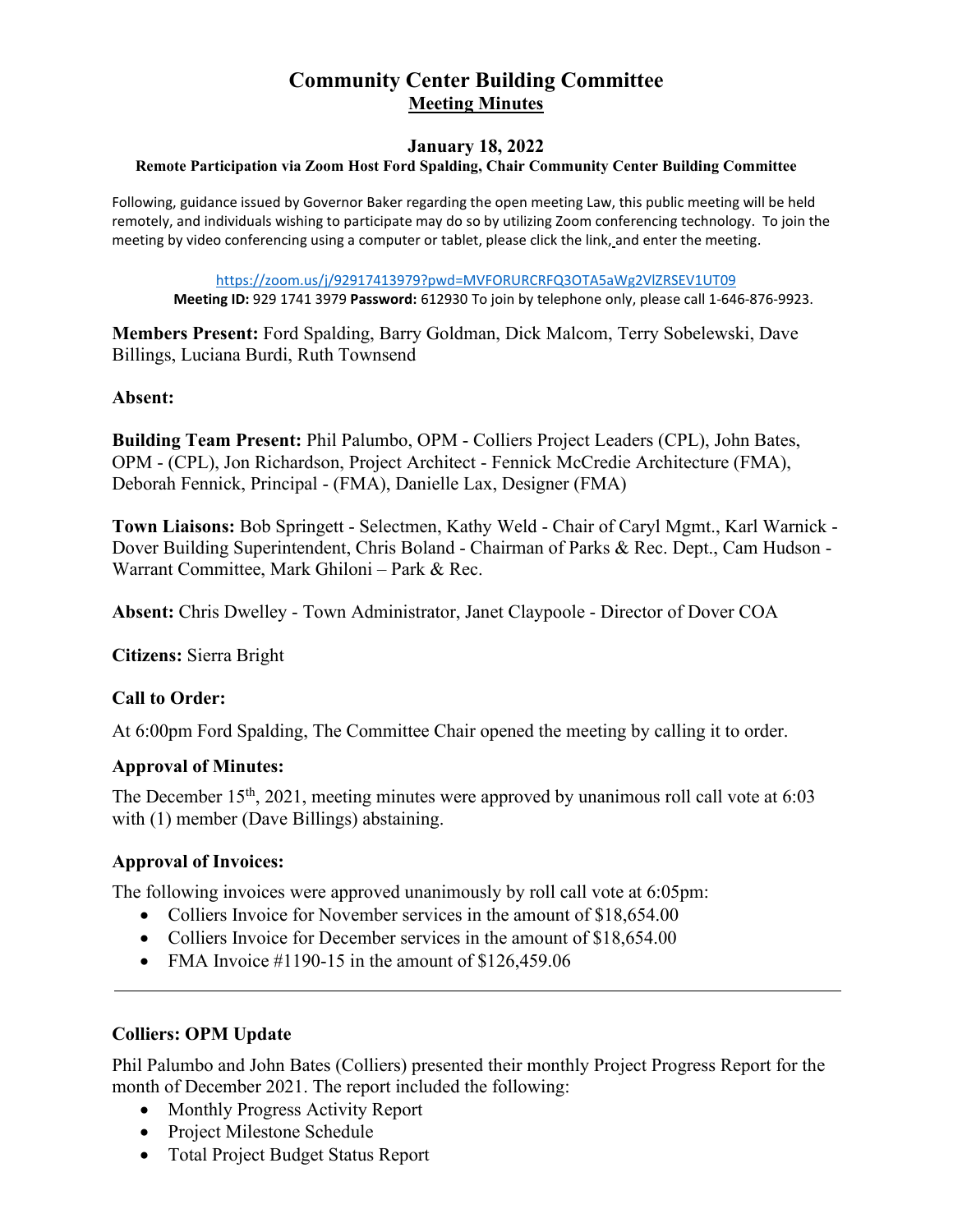# Community Center Building Committee

## Meeting Minutes

### January 18, 2022

**Remote Participation via Zoom Host Ford Spalding, Chair Community Center Building Committee**

Following, guidance issued by Governor Baker regarding the open meeting Law, this public meeting will be held remotely, and individuals wishing to participate may do so by utilizing Zoom conferencing technology. To join the meeting by video conferencing using a computer or tablet, please click the link, and enter the meeting.

https://zoom.us/j/92917413979?pwd=MVFORURCRFQ3OTA5aWg2VlZRSEV1UT09

**Meeting ID:** 929 1741 3979 **Password:** 612930 To join by telephone only, please call 1-646-876-9923.

**Members Present:** Ford Spalding, Barry Goldman, Dick Malcom, Terry Sobelewski, Dave Billings, Luciana Burdi, Ruth Townsend

**Absent:**

**Building Team Present:** Phil Palumbo, OPM - Colliers Project Leaders (CPL), John Bates, OPM - (CPL), Jon Richardson, Project Architect - Fennick McCredie Architecture (FMA), Deborah Fennick, Principal - (FMA), Danielle Lax, Designer (FMA)

**Town Liaisons:** Bob Springett - Selectmen, Kathy Weld - Chair of Caryl Mgmt., Karl Warnick - Dover Building Superintendent, Chris Boland - Chairman of Parks & Rec. Dept., Cam Hudson - Warrant Committee, Mark Ghiloni – Park & Rec.

**Absent:** Chris Dwelley - Town Administrator, Janet Claypoole - Director of Dover COA

**Citizens:** Sierra Bright

### Call to Order:

At 6:00pm Ford Spalding, The Committee Chair opened the meeting by calling it to order.

### Approval of Minutes:

The December 15th, 2021, meeting minutes were approved by unanimous roll call vote at 6:03 with (1) member (Dave Billings) abstaining.

### Approval of Invoices:

The following invoices were approved unanimously by roll call vote at 6:05pm:

- Colliers Invoice for November services in the amount of $18,654.00
- Colliers Invoice for December services in the amount of $18,654.00
- FMA Invoice #1190-15 in the amount of $126,459.06

---

### Colliers: OPM Update

Phil Palumbo and John Bates (Colliers) presented their monthly Project Progress Report for the month of December 2021. The report included the following:

- Monthly Progress Activity Report
- Project Milestone Schedule
- Total Project Budget Status Report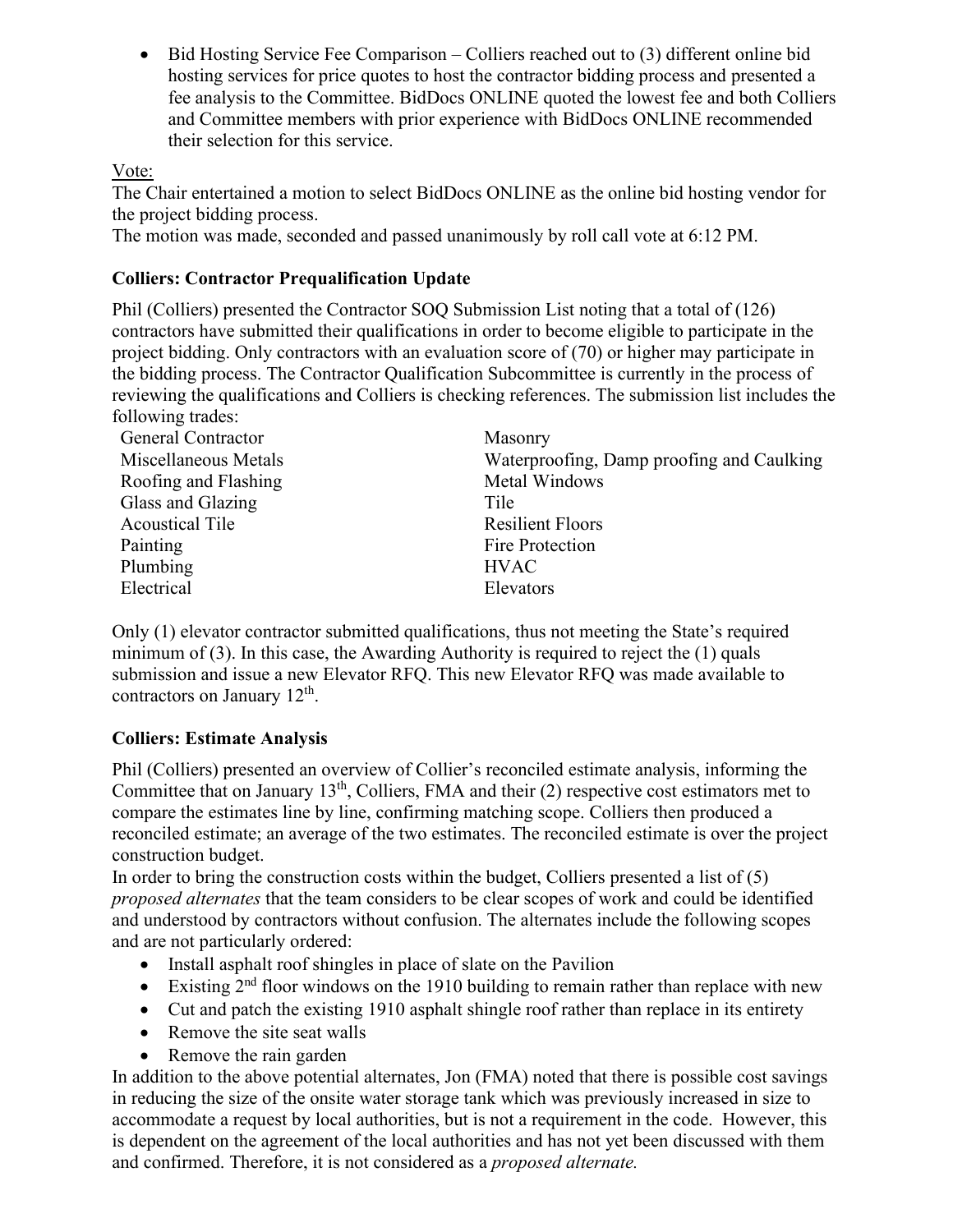- Bid Hosting Service Fee Comparison – Colliers reached out to (3) different online bid hosting services for price quotes to host the contractor bidding process and presented a fee analysis to the Committee. BidDocs ONLINE quoted the lowest fee and both Colliers and Committee members with prior experience with BidDocs ONLINE recommended their selection for this service.

Vote:
The Chair entertained a motion to select BidDocs ONLINE as the online bid hosting vendor for the project bidding process.
The motion was made, seconded and passed unanimously by roll call vote at 6:12 PM.

**Colliers: Contractor Prequalification Update**

Phil (Colliers) presented the Contractor SOQ Submission List noting that a total of (126) contractors have submitted their qualifications in order to become eligible to participate in the project bidding. Only contractors with an evaluation score of (70) or higher may participate in the bidding process. The Contractor Qualification Subcommittee is currently in the process of reviewing the qualifications and Colliers is checking references. The submission list includes the following trades:

- General Contractor
- Masonry
- Miscellaneous Metals
- Waterproofing, Damp proofing and Caulking
- Roofing and Flashing
- Metal Windows
- Glass and Glazing
- Tile
- Acoustical Tile
- Resilient Floors
- Painting
- Fire Protection
- Plumbing
- HVAC
- Electrical
- Elevators

Only (1) elevator contractor submitted qualifications, thus not meeting the State's required minimum of (3). In this case, the Awarding Authority is required to reject the (1) quals submission and issue a new Elevator RFQ. This new Elevator RFQ was made available to contractors on January 12th.

**Colliers: Estimate Analysis**

Phil (Colliers) presented an overview of Collier's reconciled estimate analysis, informing the Committee that on January 13th, Colliers, FMA and their (2) respective cost estimators met to compare the estimates line by line, confirming matching scope. Colliers then produced a reconciled estimate; an average of the two estimates. The reconciled estimate is over the project construction budget.
In order to bring the construction costs within the budget, Colliers presented a list of (5) *proposed alternates* that the team considers to be clear scopes of work and could be identified and understood by contractors without confusion. The alternates include the following scopes and are not particularly ordered:

- Install asphalt roof shingles in place of slate on the Pavilion
- Existing 2nd floor windows on the 1910 building to remain rather than replace with new
- Cut and patch the existing 1910 asphalt shingle roof rather than replace in its entirety
- Remove the site seat walls
- Remove the rain garden

In addition to the above potential alternates, Jon (FMA) noted that there is possible cost savings in reducing the size of the onsite water storage tank which was previously increased in size to accommodate a request by local authorities, but is not a requirement in the code. However, this is dependent on the agreement of the local authorities and has not yet been discussed with them and confirmed. Therefore, it is not considered as a *proposed alternate.*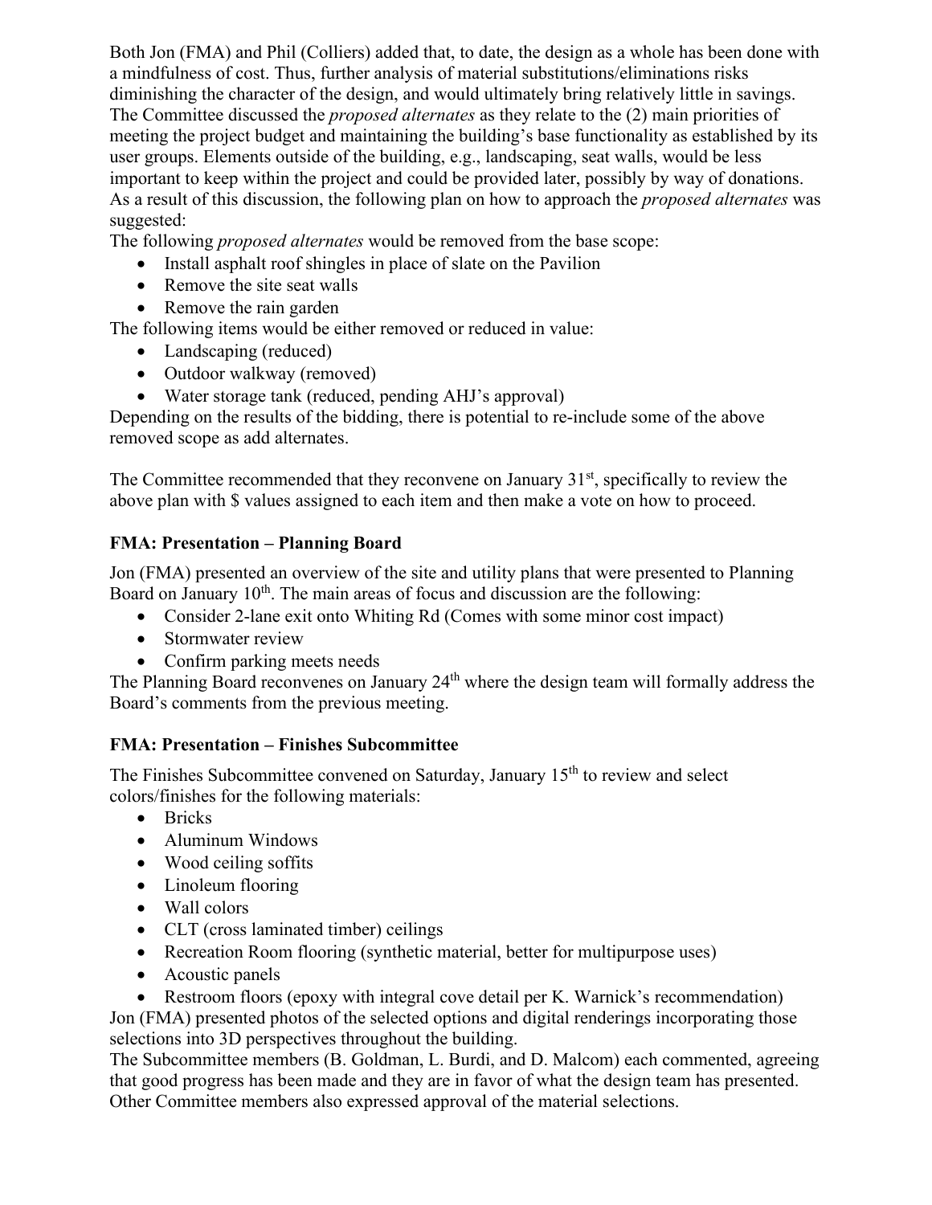Both Jon (FMA) and Phil (Colliers) added that, to date, the design as a whole has been done with a mindfulness of cost. Thus, further analysis of material substitutions/eliminations risks diminishing the character of the design, and would ultimately bring relatively little in savings. The Committee discussed the *proposed alternates* as they relate to the (2) main priorities of meeting the project budget and maintaining the building's base functionality as established by its user groups. Elements outside of the building, e.g., landscaping, seat walls, would be less important to keep within the project and could be provided later, possibly by way of donations. As a result of this discussion, the following plan on how to approach the *proposed alternates* was suggested:

The following *proposed alternates* would be removed from the base scope:

- Install asphalt roof shingles in place of slate on the Pavilion
- Remove the site seat walls
- Remove the rain garden

The following items would be either removed or reduced in value:

- Landscaping (reduced)
- Outdoor walkway (removed)
- Water storage tank (reduced, pending AHJ's approval)

Depending on the results of the bidding, there is potential to re-include some of the above removed scope as add alternates.

The Committee recommended that they reconvene on January 31st, specifically to review the above plan with $ values assigned to each item and then make a vote on how to proceed.

**FMA: Presentation – Planning Board**

Jon (FMA) presented an overview of the site and utility plans that were presented to Planning Board on January 10th. The main areas of focus and discussion are the following:

- Consider 2-lane exit onto Whiting Rd (Comes with some minor cost impact)
- Stormwater review
- Confirm parking meets needs

The Planning Board reconvenes on January 24th where the design team will formally address the Board's comments from the previous meeting.

**FMA: Presentation – Finishes Subcommittee**

The Finishes Subcommittee convened on Saturday, January 15th to review and select colors/finishes for the following materials:

- Bricks
- Aluminum Windows
- Wood ceiling soffits
- Linoleum flooring
- Wall colors
- CLT (cross laminated timber) ceilings
- Recreation Room flooring (synthetic material, better for multipurpose uses)
- Acoustic panels
- Restroom floors (epoxy with integral cove detail per K. Warnick's recommendation)

Jon (FMA) presented photos of the selected options and digital renderings incorporating those selections into 3D perspectives throughout the building.

The Subcommittee members (B. Goldman, L. Burdi, and D. Malcom) each commented, agreeing that good progress has been made and they are in favor of what the design team has presented. Other Committee members also expressed approval of the material selections.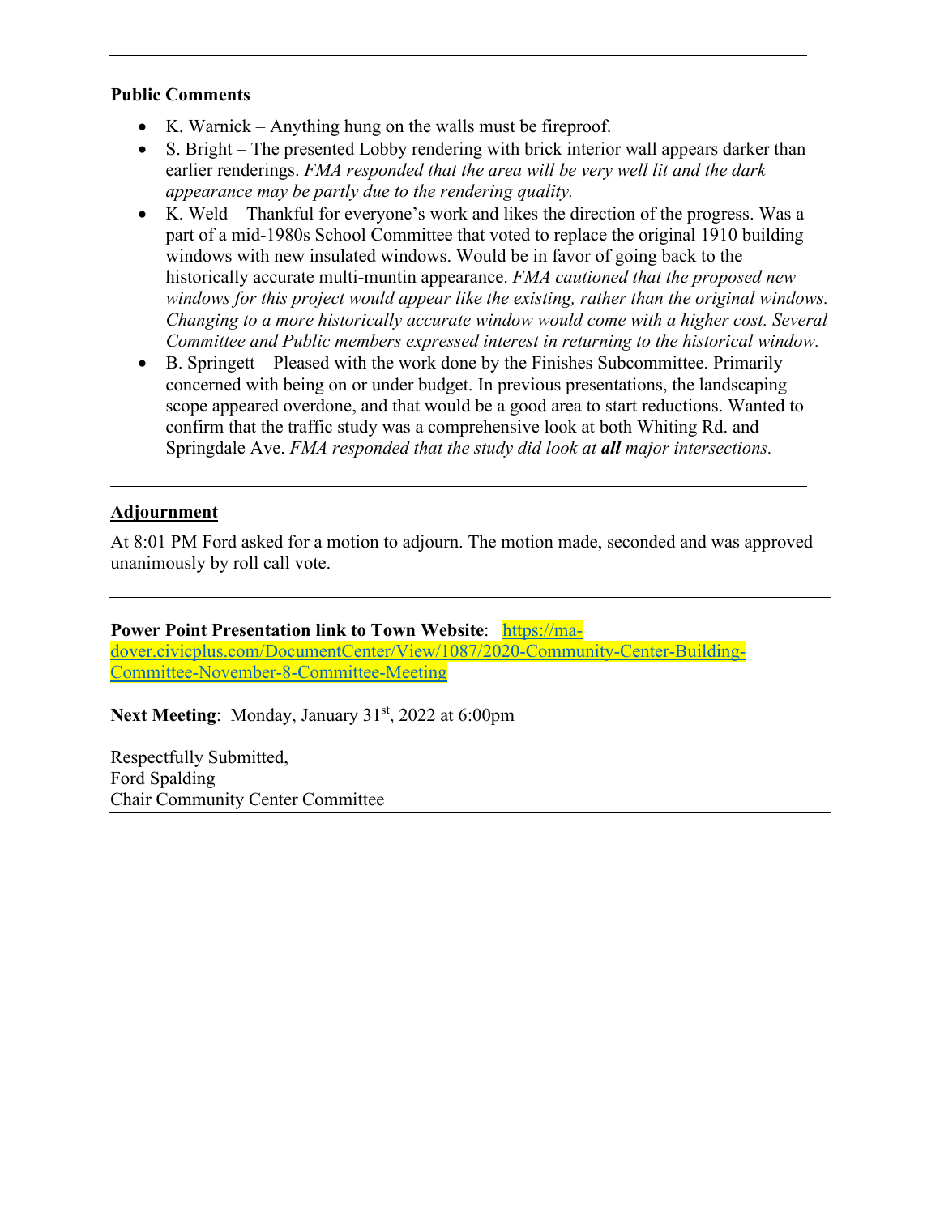---

**Public Comments**

- K. Warnick – Anything hung on the walls must be fireproof.
- S. Bright – The presented Lobby rendering with brick interior wall appears darker than earlier renderings. *FMA responded that the area will be very well lit and the dark appearance may be partly due to the rendering quality.*
- K. Weld – Thankful for everyone's work and likes the direction of the progress. Was a part of a mid-1980s School Committee that voted to replace the original 1910 building windows with new insulated windows. Would be in favor of going back to the historically accurate multi-muntin appearance. *FMA cautioned that the proposed new windows for this project would appear like the existing, rather than the original windows. Changing to a more historically accurate window would come with a higher cost. Several Committee and Public members expressed interest in returning to the historical window.*
- B. Springett – Pleased with the work done by the Finishes Subcommittee. Primarily concerned with being on or under budget. In previous presentations, the landscaping scope appeared overdone, and that would be a good area to start reductions. Wanted to confirm that the traffic study was a comprehensive look at both Whiting Rd. and Springdale Ave. *FMA responded that the study did look at* ***all*** *major intersections.*

---

## Adjournment

At 8:01 PM Ford asked for a motion to adjourn. The motion made, seconded and was approved unanimously by roll call vote.

---

**Power Point Presentation link to Town Website**: [https://ma-dover.civicplus.com/DocumentCenter/View/1087/2020-Community-Center-Building-Committee-November-8-Committee-Meeting](https://ma-dover.civicplus.com/DocumentCenter/View/1087/2020-Community-Center-Building-Committee-November-8-Committee-Meeting)

**Next Meeting**: Monday, January 31st, 2022 at 6:00pm

Respectfully Submitted,
Ford Spalding
Chair Community Center Committee

---